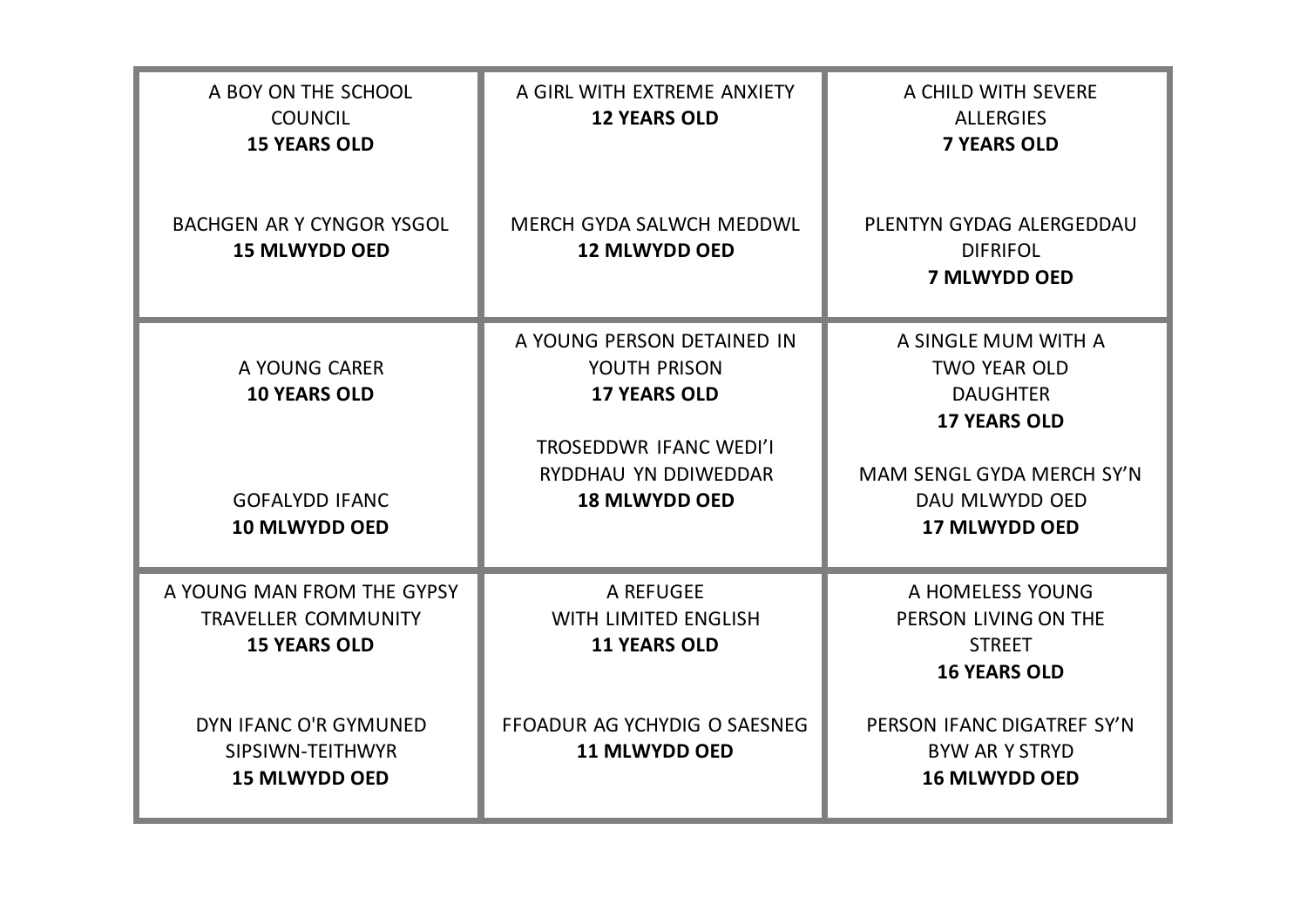| | | |
|---|---|---|
| A BOY ON THE SCHOOL COUNCIL<br>**15 YEARS OLD**<br><br>BACHGEN AR Y CYNGOR YSGOL<br>**15 MLWYDD OED** | A GIRL WITH EXTREME ANXIETY<br>**12 YEARS OLD**<br><br>MERCH GYDA SALWCH MEDDWL<br>**12 MLWYDD OED** | A CHILD WITH SEVERE ALLERGIES<br>**7 YEARS OLD**<br><br>PLENTYN GYDAG ALERGEDDAU DIFRIFOL<br>**7 MLWYDD OED** |
| A YOUNG CARER<br>**10 YEARS OLD**<br><br>GOFALYDD IFANC<br>**10 MLWYDD OED** | A YOUNG PERSON DETAINED IN YOUTH PRISON<br>**17 YEARS OLD**<br><br>TROSEDDWR IFANC WEDI'I RYDDHAU YN DDIWEDDAR<br>**18 MLWYDD OED** | A SINGLE MUM WITH A TWO YEAR OLD DAUGHTER<br>**17 YEARS OLD**<br><br>MAM SENGL GYDA MERCH SY'N DAU MLWYDD OED<br>**17 MLWYDD OED** |
| A YOUNG MAN FROM THE GYPSY TRAVELLER COMMUNITY<br>**15 YEARS OLD**<br><br>DYN IFANC O'R GYMUNED SIPSIWN-TEITHWYR<br>**15 MLWYDD OED** | A REFUGEE WITH LIMITED ENGLISH<br>**11 YEARS OLD**<br><br>FFOADUR AG YCHYDIG O SAESNEG<br>**11 MLWYDD OED** | A HOMELESS YOUNG PERSON LIVING ON THE STREET<br>**16 YEARS OLD**<br><br>PERSON IFANC DIGATREF SY'N BYW AR Y STRYD<br>**16 MLWYDD OED** |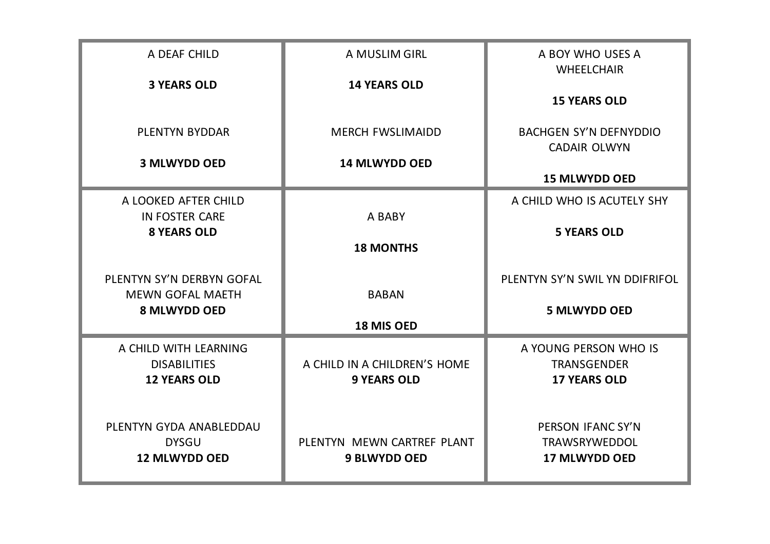| | | |
|---|---|---|
| A DEAF CHILD<br><br>**3 YEARS OLD**<br><br>PLENTYN BYDDAR<br><br>**3 MLWYDD OED** | A MUSLIM GIRL<br><br>**14 YEARS OLD**<br><br>MERCH FWSLIMAIDD<br><br>**14 MLWYDD OED** | A BOY WHO USES A WHEELCHAIR<br><br>**15 YEARS OLD**<br><br>BACHGEN SY'N DEFNYDDIO CADAIR OLWYN<br><br>**15 MLWYDD OED** |
| A LOOKED AFTER CHILD IN FOSTER CARE<br>**8 YEARS OLD**<br><br>PLENTYN SY'N DERBYN GOFAL MEWN GOFAL MAETH<br>**8 MLWYDD OED** | A BABY<br><br>**18 MONTHS**<br><br>BABAN<br><br>**18 MIS OED** | A CHILD WHO IS ACUTELY SHY<br><br>**5 YEARS OLD**<br><br>PLENTYN SY'N SWIL YN DDIFRIFOL<br><br>**5 MLWYDD OED** |
| A CHILD WITH LEARNING DISABILITIES<br>**12 YEARS OLD**<br><br>PLENTYN GYDA ANABLEDDAU DYSGU<br>**12 MLWYDD OED** | A CHILD IN A CHILDREN'S HOME<br>**9 YEARS OLD**<br><br>PLENTYN MEWN CARTREF PLANT<br>**9 BLWYDD OED** | A YOUNG PERSON WHO IS TRANSGENDER<br>**17 YEARS OLD**<br><br>PERSON IFANC SY'N TRAWSRYWEDDOL<br>**17 MLWYDD OED** |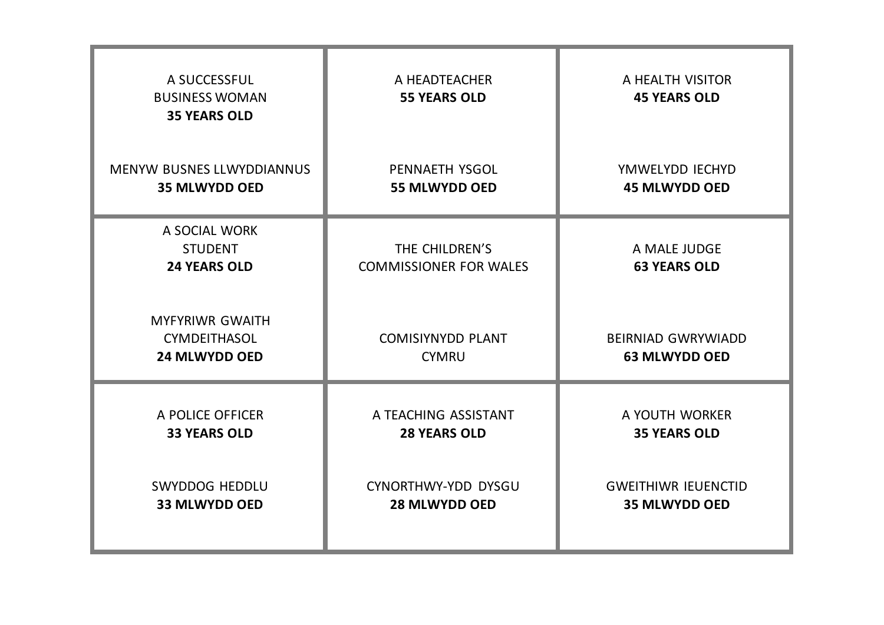| | | |
|---|---|---|
| A SUCCESSFUL BUSINESS WOMAN **35 YEARS OLD**<br><br>MENYW BUSNES LLWYDDIANNUS **35 MLWYDD OED** | A HEADTEACHER **55 YEARS OLD**<br><br>PENNAETH YSGOL **55 MLWYDD OED** | A HEALTH VISITOR **45 YEARS OLD**<br><br>YMWELYDD IECHYD **45 MLWYDD OED** |
| A SOCIAL WORK STUDENT **24 YEARS OLD**<br><br>MYFYRIWR GWAITH CYMDEITHASOL **24 MLWYDD OED** | THE CHILDREN'S COMMISSIONER FOR WALES<br><br>COMISIYNYDD PLANT CYMRU | A MALE JUDGE **63 YEARS OLD**<br><br>BEIRNIAD GWRYWIADD **63 MLWYDD OED** |
| A POLICE OFFICER **33 YEARS OLD**<br><br>SWYDDOG HEDDLU **33 MLWYDD OED** | A TEACHING ASSISTANT **28 YEARS OLD**<br><br>CYNORTHWY-YDD DYSGU **28 MLWYDD OED** | A YOUTH WORKER **35 YEARS OLD**<br><br>GWEITHIWR IEUENCTID **35 MLWYDD OED** |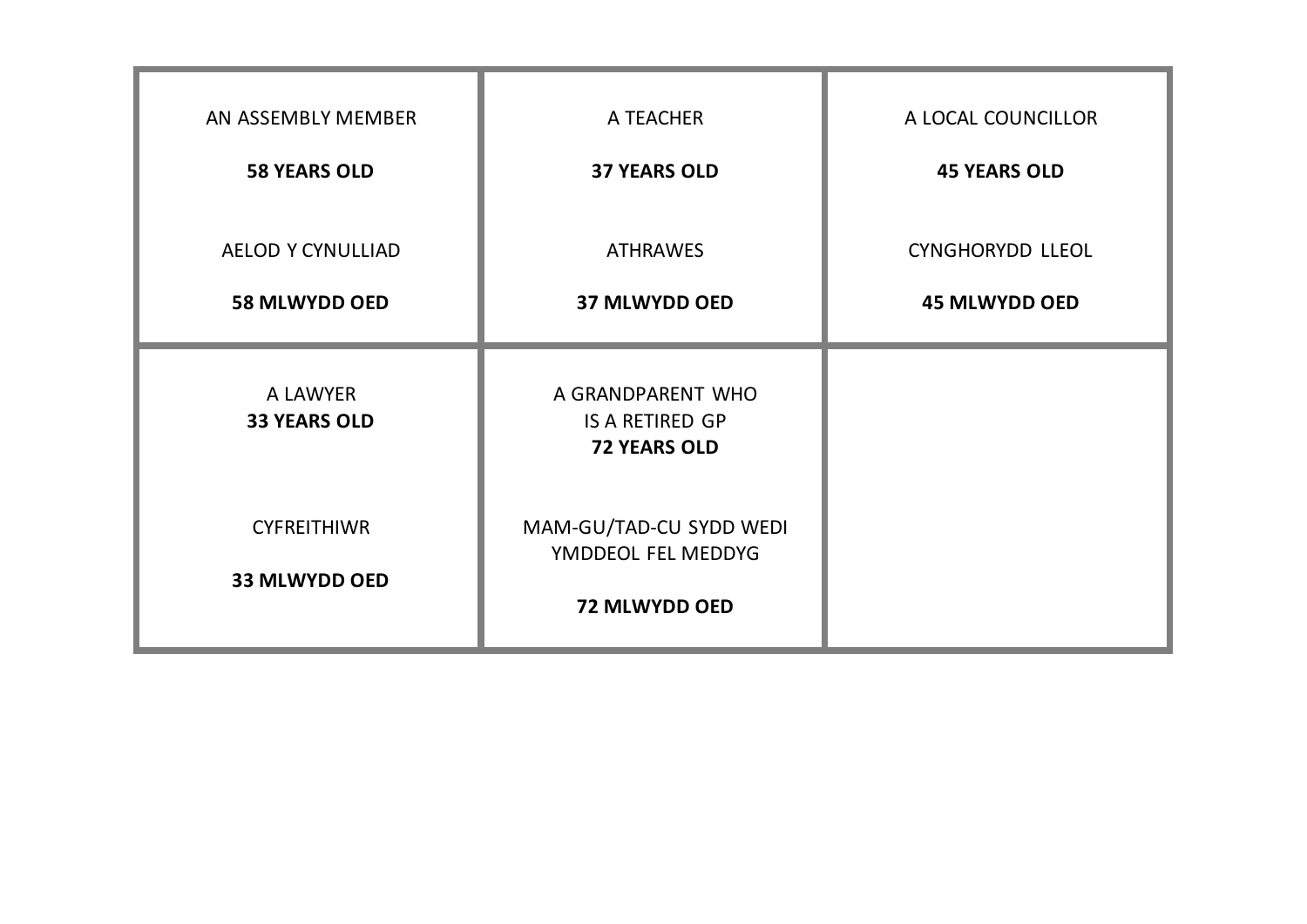| | | |
|---|---|---|
| AN ASSEMBLY MEMBER<br><br>**58 YEARS OLD**<br><br>AELOD Y CYNULLIAD<br><br>**58 MLWYDD OED** | A TEACHER<br><br>**37 YEARS OLD**<br><br>ATHRAWES<br><br>**37 MLWYDD OED** | A LOCAL COUNCILLOR<br><br>**45 YEARS OLD**<br><br>CYNGHORYDD LLEOL<br><br>**45 MLWYDD OED** |
| A LAWYER<br>**33 YEARS OLD**<br><br>CYFREITHIWR<br><br>**33 MLWYDD OED** | A GRANDPARENT WHO IS A RETIRED GP<br>**72 YEARS OLD**<br><br>MAM-GU/TAD-CU SYDD WEDI YMDDEOL FEL MEDDYG<br><br>**72 MLWYDD OED** | |